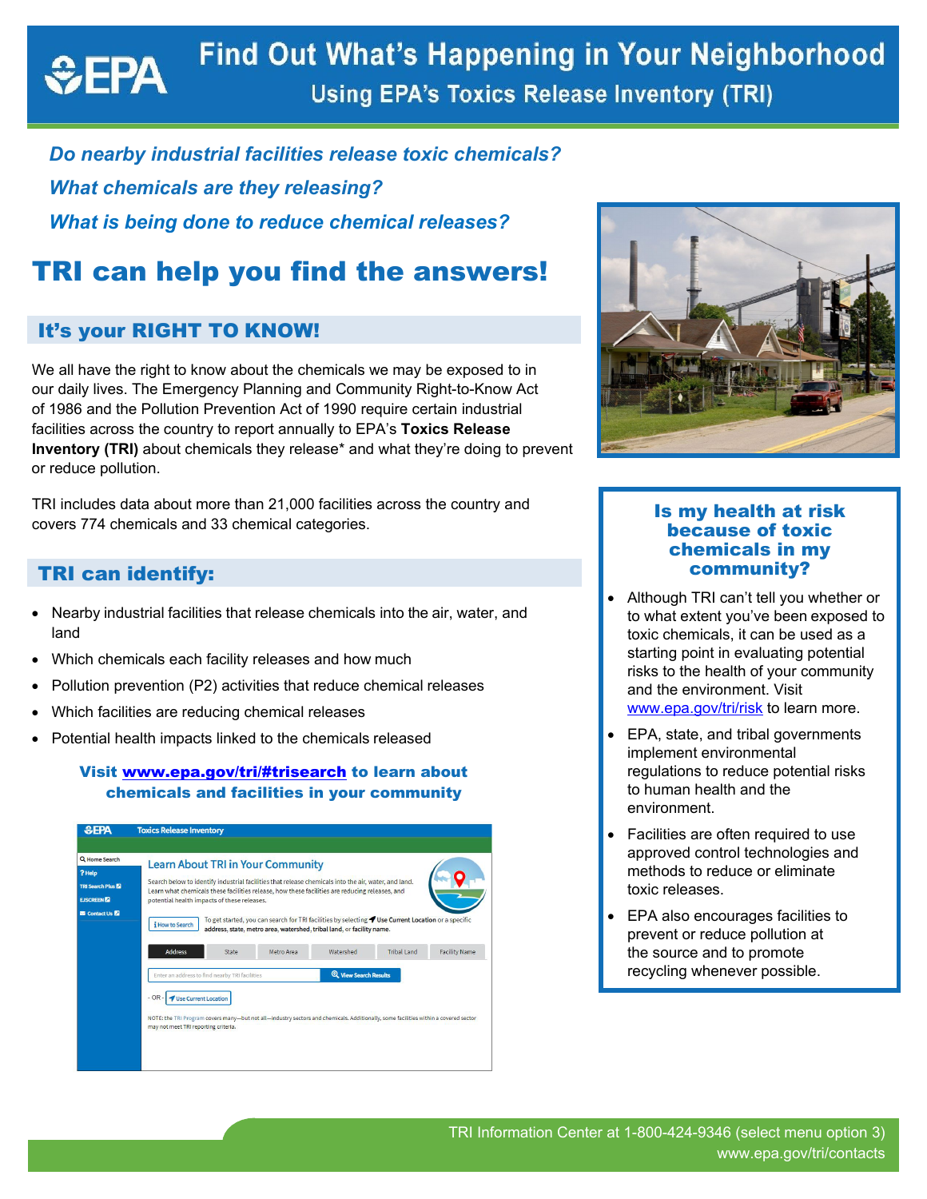# Find Out What's Happening in Your Neighborhood

## Using EPA's Toxics Release Inventory (TRI)

*Do nearby industrial facilities release toxic chemicals?*

*What chemicals are they releasing?*

*What is being done to reduce chemical releases?*

# TRI can help you find the answers!

## It's your RIGHT TO KNOW!

We all have the right to know about the chemicals we may be exposed to in our daily lives. The Emergency Planning and Community Right-to-Know Act of 1986 and the Pollution Prevention Act of 1990 require certain industrial facilities across the country to report annually to EPA's **Toxics Release Inventory (TRI)** about chemicals they release* and what they're doing to prevent or reduce pollution.

TRI includes data about more than 21,000 facilities across the country and covers 774 chemicals and 33 chemical categories.

## TRI can identify:

- Nearby industrial facilities that release chemicals into the air, water, and land
- Which chemicals each facility releases and how much
- Pollution prevention (P2) activities that reduce chemical releases
- Which facilities are reducing chemical releases
- Potential health impacts linked to the chemicals released

**Visit www.epa.gov/tri/#trisearch to learn about chemicals and facilities in your community**

### Is my health at risk because of toxic chemicals in my community?

- Although TRI can't tell you whether or to what extent you've been exposed to toxic chemicals, it can be used as a starting point in evaluating potential risks to the health of your community and the environment. Visit www.epa.gov/tri/risk to learn more.
- EPA, state, and tribal governments implement environmental regulations to reduce potential risks to human health and the environment.
- Facilities are often required to use approved control technologies and methods to reduce or eliminate toxic releases.
- EPA also encourages facilities to prevent or reduce pollution at the source and to promote recycling whenever possible.

TRI Information Center at 1-800-424-9346 (select menu option 3)
www.epa.gov/tri/contacts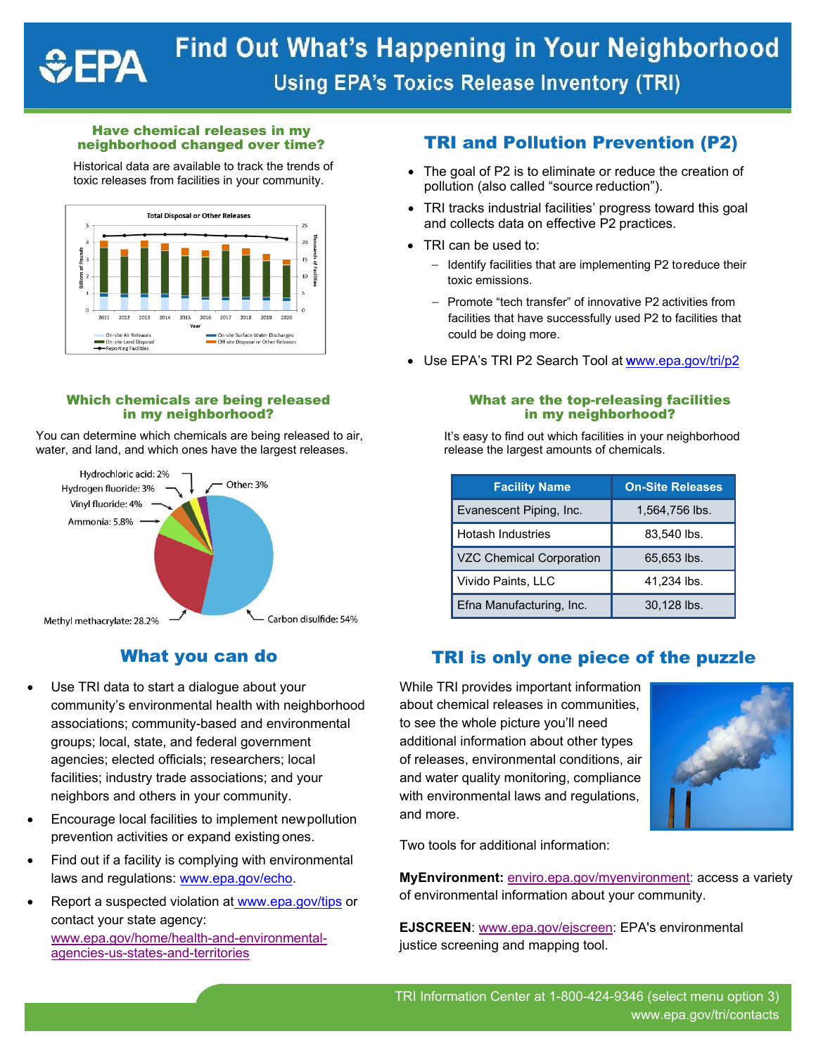# Find Out What's Happening in Your Neighborhood

## Using EPA's Toxics Release Inventory (TRI)

### Have chemical releases in my neighborhood changed over time?

Historical data are available to track the trends of toxic releases from facilities in your community.

Total Disposal or Other Releases

Billions of Pounds

Thousands of Facilities

Year

2011 2012 2013 2014 2015 2016 2017 2018 2019 2020

On-site Air Releases
On-site Land Disposal
Reporting Facilities
On-site Surface Water Discharges
Off-site Disposal or Other Releases

### Which chemicals are being released in my neighborhood?

You can determine which chemicals are being released to air, water, and land, and which ones have the largest releases.

Hydrochloric acid: 2%
Hydrogen fluoride: 3%
Vinyl fluoride: 4%
Ammonia: 5.8%
Other: 3%
Methyl methacrylate: 28.2%
Carbon disulfide: 54%

## What you can do

- Use TRI data to start a dialogue about your community's environmental health with neighborhood associations; community-based and environmental groups; local, state, and federal government agencies; elected officials; researchers; local facilities; industry trade associations; and your neighbors and others in your community.
- Encourage local facilities to implement new pollution prevention activities or expand existing ones.
- Find out if a facility is complying with environmental laws and regulations: www.epa.gov/echo.
- Report a suspected violation at www.epa.gov/tips or contact your state agency: www.epa.gov/home/health-and-environmental-agencies-us-states-and-territories

## TRI and Pollution Prevention (P2)

- The goal of P2 is to eliminate or reduce the creation of pollution (also called "source reduction").
- TRI tracks industrial facilities' progress toward this goal and collects data on effective P2 practices.
- TRI can be used to:
  - Identify facilities that are implementing P2 to reduce their toxic emissions.
  - Promote "tech transfer" of innovative P2 activities from facilities that have successfully used P2 to facilities that could be doing more.
- Use EPA's TRI P2 Search Tool at www.epa.gov/tri/p2

### What are the top-releasing facilities in my neighborhood?

It's easy to find out which facilities in your neighborhood release the largest amounts of chemicals.

| Facility Name | On-Site Releases |
| --- | --- |
| Evanescent Piping, Inc. | 1,564,756 lbs. |
| Hotash Industries | 83,540 lbs. |
| VZC Chemical Corporation | 65,653 lbs. |
| Vivido Paints, LLC | 41,234 lbs. |
| Efna Manufacturing, Inc. | 30,128 lbs. |

## TRI is only one piece of the puzzle

While TRI provides important information about chemical releases in communities, to see the whole picture you'll need additional information about other types of releases, environmental conditions, air and water quality monitoring, compliance with environmental laws and regulations, and more.

Two tools for additional information:

**MyEnvironment:** enviro.epa.gov/myenvironment: access a variety of environmental information about your community.

**EJSCREEN**: www.epa.gov/ejscreen: EPA's environmental justice screening and mapping tool.

TRI Information Center at 1-800-424-9346 (select menu option 3)
www.epa.gov/tri/contacts